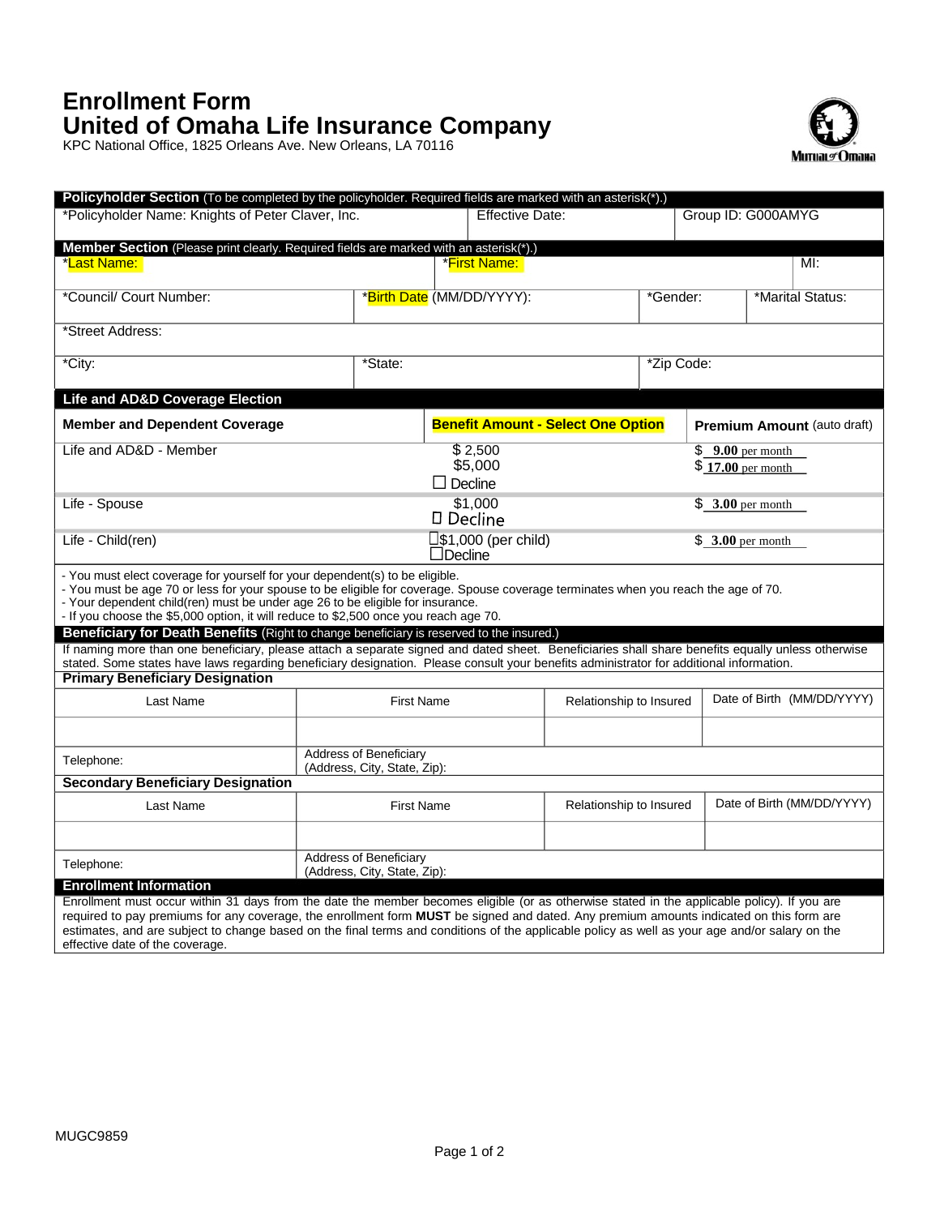# Enrollment Form
# United of Omaha Life Insurance Company

KPC National Office, 1825 Orleans Ave. New Orleans, LA 70116

## Policyholder Section (To be completed by the policyholder. Required fields are marked with an asterisk(*).)

| *Policyholder Name: Knights of Peter Claver, Inc. | Effective Date: | Group ID: G000AMYG |
|---|---|---|

## Member Section (Please print clearly. Required fields are marked with an asterisk(*).)

| *Last Name: | *First Name: | | MI: |
|---|---|---|---|
| *Council/ Court Number: | *Birth Date (MM/DD/YYYY): | *Gender: | *Marital Status: |
| *Street Address: | | | |
| *City: | *State: | *Zip Code: | |

## Life and AD&D Coverage Election

| Member and Dependent Coverage | Benefit Amount - Select One Option | Premium Amount (auto draft) |
|---|---|---|
| Life and AD&D - Member | $ 2,500<br>$5,000<br>☐ Decline | $ 9.00 per month<br>$ 17.00 per month |
| Life - Spouse | $1,000<br>☐ Decline | $ 3.00 per month |
| Life - Child(ren) | ☐$1,000 (per child)<br>☐Decline | $ 3.00 per month |

- You must elect coverage for yourself for your dependent(s) to be eligible.
- You must be age 70 or less for your spouse to be eligible for coverage. Spouse coverage terminates when you reach the age of 70.
- Your dependent child(ren) must be under age 26 to be eligible for insurance.
- If you choose the $5,000 option, it will reduce to $2,500 once you reach age 70.

## Beneficiary for Death Benefits (Right to change beneficiary is reserved to the insured.)

If naming more than one beneficiary, please attach a separate signed and dated sheet. Beneficiaries shall share benefits equally unless otherwise stated. Some states have laws regarding beneficiary designation. Please consult your benefits administrator for additional information.

### Primary Beneficiary Designation

| Last Name | First Name | Relationship to Insured | Date of Birth (MM/DD/YYYY) |
|---|---|---|---|
| | | | |
| Telephone: | Address of Beneficiary (Address, City, State, Zip): | | |

### Secondary Beneficiary Designation

| Last Name | First Name | Relationship to Insured | Date of Birth (MM/DD/YYYY) |
|---|---|---|---|
| | | | |
| Telephone: | Address of Beneficiary (Address, City, State, Zip): | | |

## Enrollment Information

Enrollment must occur within 31 days from the date the member becomes eligible (or as otherwise stated in the applicable policy). If you are required to pay premiums for any coverage, the enrollment form **MUST** be signed and dated. Any premium amounts indicated on this form are estimates, and are subject to change based on the final terms and conditions of the applicable policy as well as your age and/or salary on the effective date of the coverage.

MUGC9859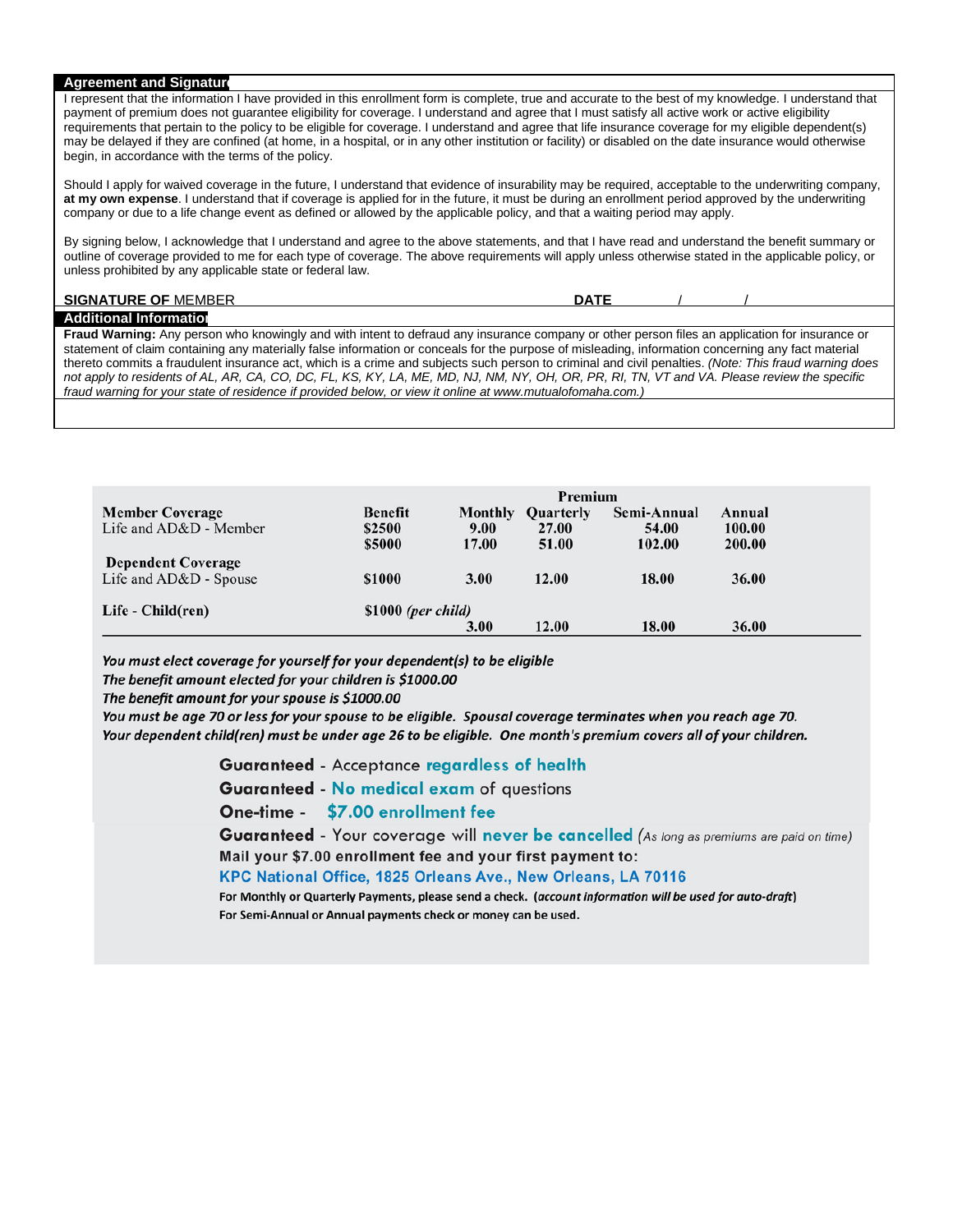## Agreement and Signature

I represent that the information I have provided in this enrollment form is complete, true and accurate to the best of my knowledge. I understand that payment of premium does not guarantee eligibility for coverage. I understand and agree that I must satisfy all active work or active eligibility requirements that pertain to the policy to be eligible for coverage. I understand and agree that life insurance coverage for my eligible dependent(s) may be delayed if they are confined (at home, in a hospital, or in any other institution or facility) or disabled on the date insurance would otherwise begin, in accordance with the terms of the policy.

Should I apply for waived coverage in the future, I understand that evidence of insurability may be required, acceptable to the underwriting company, **at my own expense**. I understand that if coverage is applied for in the future, it must be during an enrollment period approved by the underwriting company or due to a life change event as defined or allowed by the applicable policy, and that a waiting period may apply.

By signing below, I acknowledge that I understand and agree to the above statements, and that I have read and understand the benefit summary or outline of coverage provided to me for each type of coverage. The above requirements will apply unless otherwise stated in the applicable policy, or unless prohibited by any applicable state or federal law.

**SIGNATURE OF** MEMBER **DATE** / /

## Additional Information

**Fraud Warning:** Any person who knowingly and with intent to defraud any insurance company or other person files an application for insurance or statement of claim containing any materially false information or conceals for the purpose of misleading, information concerning any fact material thereto commits a fraudulent insurance act, which is a crime and subjects such person to criminal and civil penalties. *(Note: This fraud warning does not apply to residents of AL, AR, CA, CO, DC, FL, KS, KY, LA, ME, MD, NJ, NM, NY, OH, OR, PR, RI, TN, VT and VA. Please review the specific fraud warning for your state of residence if provided below, or view it online at www.mutualofomaha.com.)*

| | | Premium | | | |
|---|---|---|---|---|---|
| **Member Coverage** | **Benefit** | **Monthly** | **Quarterly** | **Semi-Annual** | **Annual** |
| Life and AD&D - Member | **$2500** | **9.00** | **27.00** | **54.00** | **100.00** |
| | **$5000** | **17.00** | **51.00** | **102.00** | **200.00** |
| **Dependent Coverage** | | | | | |
| Life and AD&D - Spouse | **$1000** | **3.00** | **12.00** | **18.00** | **36.00** |
| **Life - Child(ren)** | **$1000** *(per child)* | **3.00** | **12.00** | **18.00** | **36.00** |

***You must elect coverage for yourself for your dependent(s) to be eligible***
***The benefit amount elected for your children is $1000.00***
***The benefit amount for your spouse is $1000.00***
***You must be age 70 or less for your spouse to be eligible. Spousal coverage terminates when you reach age 70.***
***Your dependent child(ren) must be under age 26 to be eligible. One month's premium covers all of your children.***

**Guaranteed** - Acceptance **regardless of health**
**Guaranteed** - **No medical exam** of questions
**One-time** - **$7.00 enrollment fee**
**Guaranteed** - Your coverage will **never be cancelled** *(As long as premiums are paid on time)*
**Mail your $7.00 enrollment fee and your first payment to:**
**KPC National Office, 1825 Orleans Ave., New Orleans, LA 70116**
**For Monthly or Quarterly Payments, please send a check. (*account information will be used for auto-draft*)**
**For Semi-Annual or Annual payments check or money can be used.**